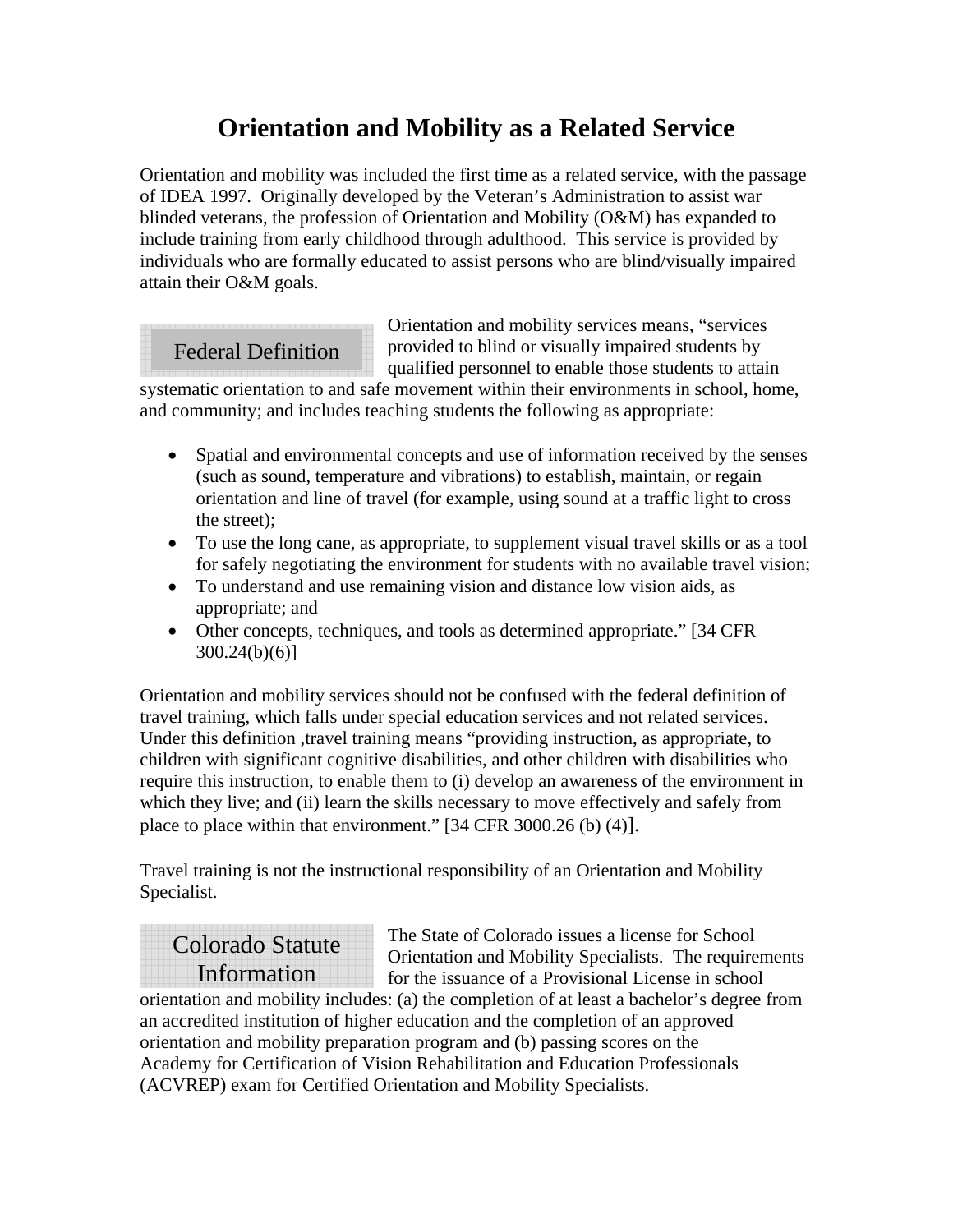# Orientation and Mobility as a Related Service

Orientation and mobility was included the first time as a related service, with the passage of IDEA 1997. Originally developed by the Veteran's Administration to assist war blinded veterans, the profession of Orientation and Mobility (O&M) has expanded to include training from early childhood through adulthood. This service is provided by individuals who are formally educated to assist persons who are blind/visually impaired attain their O&M goals.

## Federal Definition

Orientation and mobility services means, "services provided to blind or visually impaired students by qualified personnel to enable those students to attain systematic orientation to and safe movement within their environments in school, home, and community; and includes teaching students the following as appropriate:

- Spatial and environmental concepts and use of information received by the senses (such as sound, temperature and vibrations) to establish, maintain, or regain orientation and line of travel (for example, using sound at a traffic light to cross the street);
- To use the long cane, as appropriate, to supplement visual travel skills or as a tool for safely negotiating the environment for students with no available travel vision;
- To understand and use remaining vision and distance low vision aids, as appropriate; and
- Other concepts, techniques, and tools as determined appropriate." [34 CFR 300.24(b)(6)]

Orientation and mobility services should not be confused with the federal definition of travel training, which falls under special education services and not related services. Under this definition ,travel training means "providing instruction, as appropriate, to children with significant cognitive disabilities, and other children with disabilities who require this instruction, to enable them to (i) develop an awareness of the environment in which they live; and (ii) learn the skills necessary to move effectively and safely from place to place within that environment." [34 CFR 3000.26 (b) (4)].

Travel training is not the instructional responsibility of an Orientation and Mobility Specialist.

## Colorado Statute Information

The State of Colorado issues a license for School Orientation and Mobility Specialists. The requirements for the issuance of a Provisional License in school orientation and mobility includes: (a) the completion of at least a bachelor's degree from an accredited institution of higher education and the completion of an approved orientation and mobility preparation program and (b) passing scores on the Academy for Certification of Vision Rehabilitation and Education Professionals (ACVREP) exam for Certified Orientation and Mobility Specialists.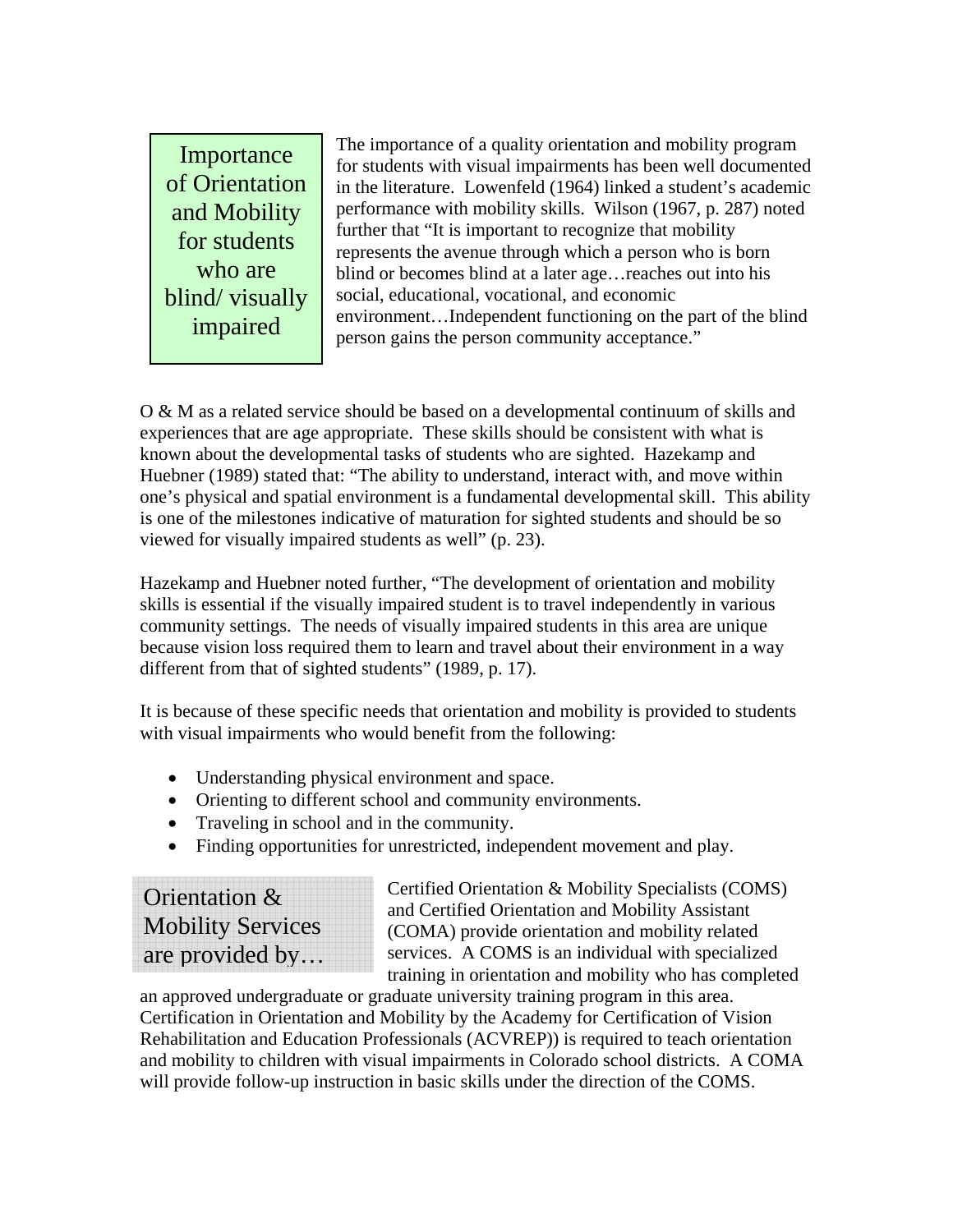## Importance of Orientation and Mobility for students who are blind/ visually impaired

The importance of a quality orientation and mobility program for students with visual impairments has been well documented in the literature. Lowenfeld (1964) linked a student's academic performance with mobility skills. Wilson (1967, p. 287) noted further that "It is important to recognize that mobility represents the avenue through which a person who is born blind or becomes blind at a later age…reaches out into his social, educational, vocational, and economic environment…Independent functioning on the part of the blind person gains the person community acceptance."

O & M as a related service should be based on a developmental continuum of skills and experiences that are age appropriate. These skills should be consistent with what is known about the developmental tasks of students who are sighted. Hazekamp and Huebner (1989) stated that: "The ability to understand, interact with, and move within one's physical and spatial environment is a fundamental developmental skill. This ability is one of the milestones indicative of maturation for sighted students and should be so viewed for visually impaired students as well" (p. 23).

Hazekamp and Huebner noted further, "The development of orientation and mobility skills is essential if the visually impaired student is to travel independently in various community settings. The needs of visually impaired students in this area are unique because vision loss required them to learn and travel about their environment in a way different from that of sighted students" (1989, p. 17).

It is because of these specific needs that orientation and mobility is provided to students with visual impairments who would benefit from the following:

- Understanding physical environment and space.
- Orienting to different school and community environments.
- Traveling in school and in the community.
- Finding opportunities for unrestricted, independent movement and play.

## Orientation & Mobility Services are provided by…

Certified Orientation & Mobility Specialists (COMS) and Certified Orientation and Mobility Assistant (COMA) provide orientation and mobility related services. A COMS is an individual with specialized training in orientation and mobility who has completed an approved undergraduate or graduate university training program in this area. Certification in Orientation and Mobility by the Academy for Certification of Vision Rehabilitation and Education Professionals (ACVREP)) is required to teach orientation and mobility to children with visual impairments in Colorado school districts. A COMA will provide follow-up instruction in basic skills under the direction of the COMS.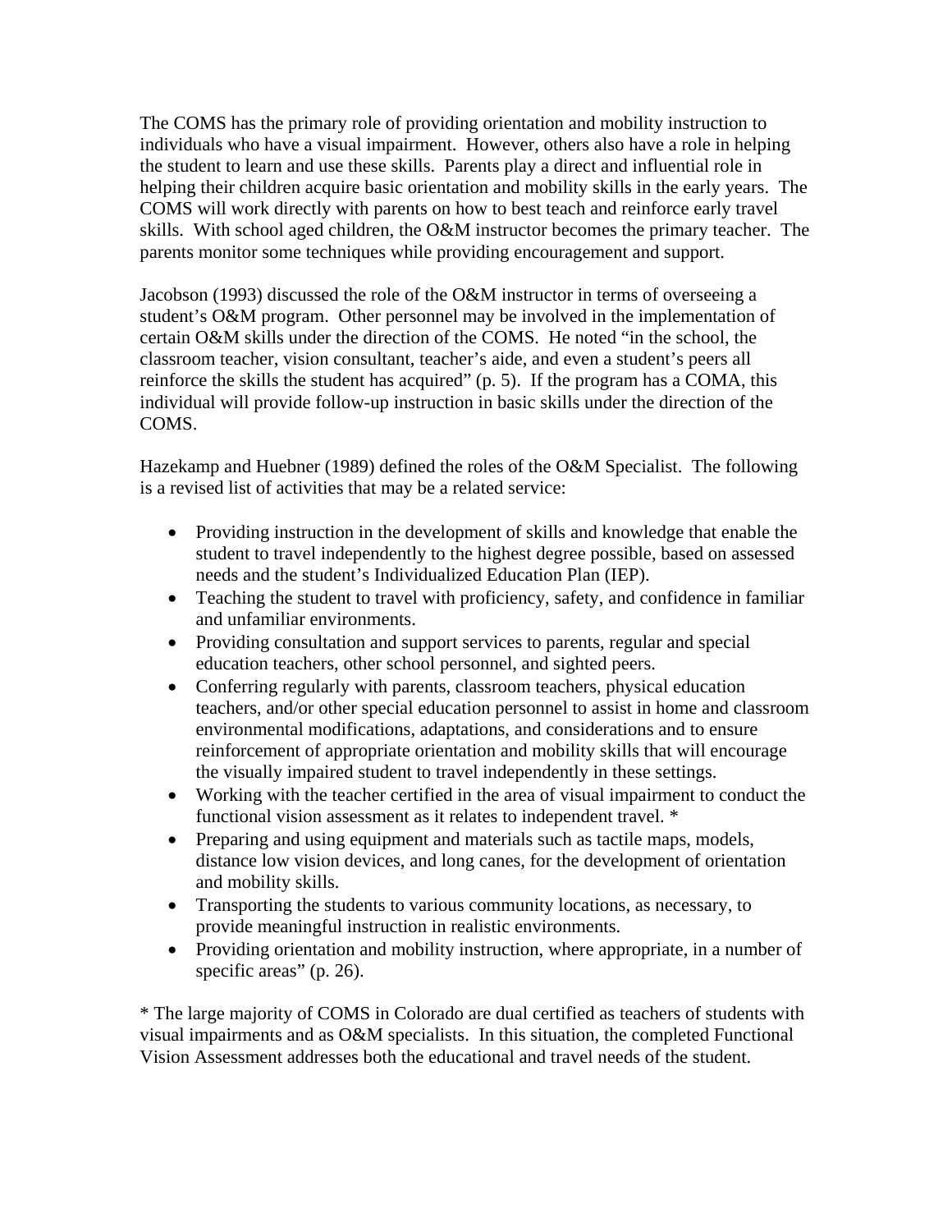The COMS has the primary role of providing orientation and mobility instruction to individuals who have a visual impairment. However, others also have a role in helping the student to learn and use these skills. Parents play a direct and influential role in helping their children acquire basic orientation and mobility skills in the early years. The COMS will work directly with parents on how to best teach and reinforce early travel skills. With school aged children, the O&M instructor becomes the primary teacher. The parents monitor some techniques while providing encouragement and support.

Jacobson (1993) discussed the role of the O&M instructor in terms of overseeing a student's O&M program. Other personnel may be involved in the implementation of certain O&M skills under the direction of the COMS. He noted "in the school, the classroom teacher, vision consultant, teacher's aide, and even a student's peers all reinforce the skills the student has acquired" (p. 5). If the program has a COMA, this individual will provide follow-up instruction in basic skills under the direction of the COMS.

Hazekamp and Huebner (1989) defined the roles of the O&M Specialist. The following is a revised list of activities that may be a related service:

- Providing instruction in the development of skills and knowledge that enable the student to travel independently to the highest degree possible, based on assessed needs and the student's Individualized Education Plan (IEP).
- Teaching the student to travel with proficiency, safety, and confidence in familiar and unfamiliar environments.
- Providing consultation and support services to parents, regular and special education teachers, other school personnel, and sighted peers.
- Conferring regularly with parents, classroom teachers, physical education teachers, and/or other special education personnel to assist in home and classroom environmental modifications, adaptations, and considerations and to ensure reinforcement of appropriate orientation and mobility skills that will encourage the visually impaired student to travel independently in these settings.
- Working with the teacher certified in the area of visual impairment to conduct the functional vision assessment as it relates to independent travel. *
- Preparing and using equipment and materials such as tactile maps, models, distance low vision devices, and long canes, for the development of orientation and mobility skills.
- Transporting the students to various community locations, as necessary, to provide meaningful instruction in realistic environments.
- Providing orientation and mobility instruction, where appropriate, in a number of specific areas" (p. 26).

* The large majority of COMS in Colorado are dual certified as teachers of students with visual impairments and as O&M specialists. In this situation, the completed Functional Vision Assessment addresses both the educational and travel needs of the student.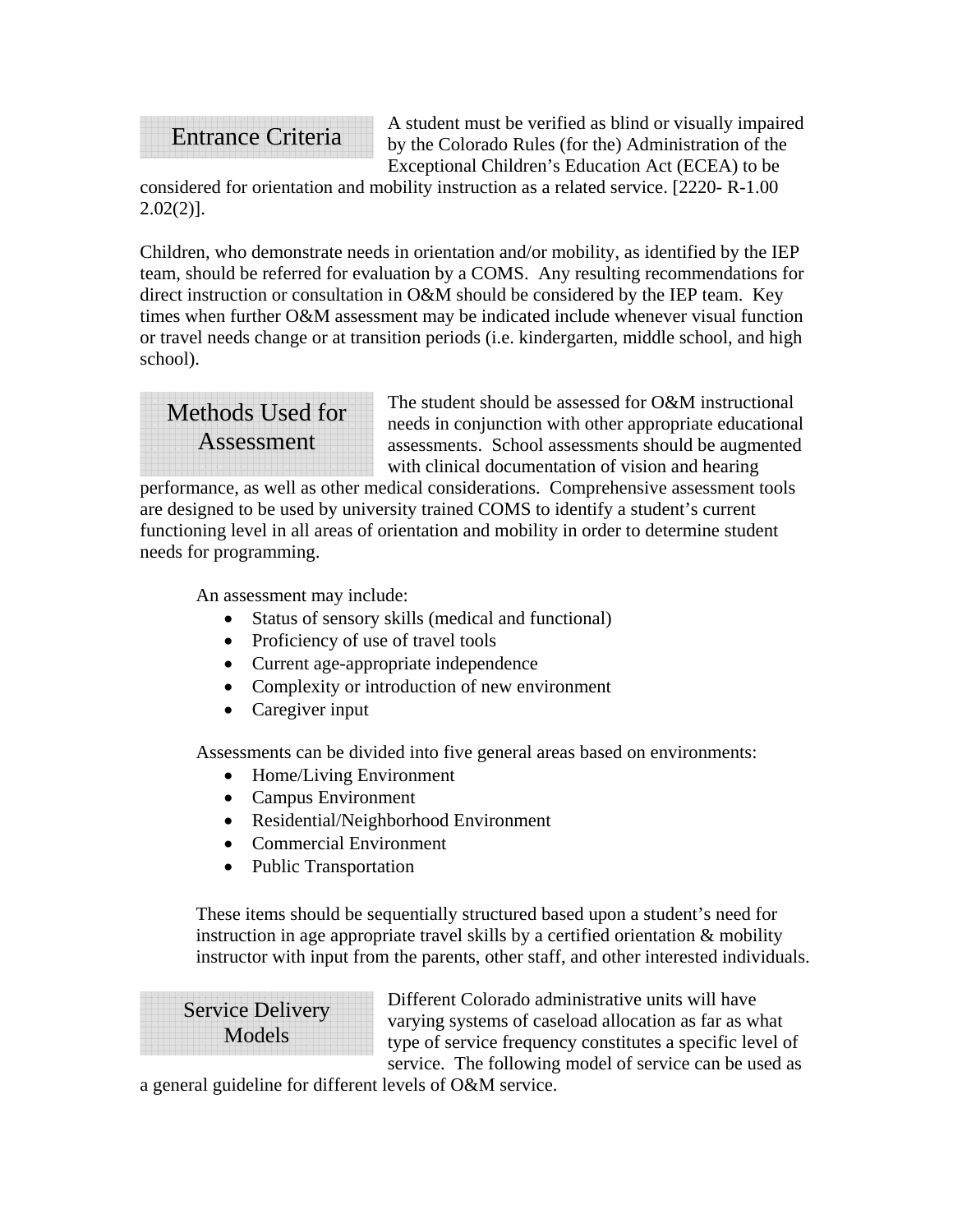## Entrance Criteria

A student must be verified as blind or visually impaired by the Colorado Rules (for the) Administration of the Exceptional Children's Education Act (ECEA) to be considered for orientation and mobility instruction as a related service. [2220- R-1.00 2.02(2)].

Children, who demonstrate needs in orientation and/or mobility, as identified by the IEP team, should be referred for evaluation by a COMS. Any resulting recommendations for direct instruction or consultation in O&M should be considered by the IEP team. Key times when further O&M assessment may be indicated include whenever visual function or travel needs change or at transition periods (i.e. kindergarten, middle school, and high school).

## Methods Used for Assessment

The student should be assessed for O&M instructional needs in conjunction with other appropriate educational assessments. School assessments should be augmented with clinical documentation of vision and hearing performance, as well as other medical considerations. Comprehensive assessment tools are designed to be used by university trained COMS to identify a student's current functioning level in all areas of orientation and mobility in order to determine student needs for programming.

An assessment may include:

- Status of sensory skills (medical and functional)
- Proficiency of use of travel tools
- Current age-appropriate independence
- Complexity or introduction of new environment
- Caregiver input

Assessments can be divided into five general areas based on environments:

- Home/Living Environment
- Campus Environment
- Residential/Neighborhood Environment
- Commercial Environment
- Public Transportation

These items should be sequentially structured based upon a student's need for instruction in age appropriate travel skills by a certified orientation & mobility instructor with input from the parents, other staff, and other interested individuals.

## Service Delivery Models

Different Colorado administrative units will have varying systems of caseload allocation as far as what type of service frequency constitutes a specific level of service. The following model of service can be used as a general guideline for different levels of O&M service.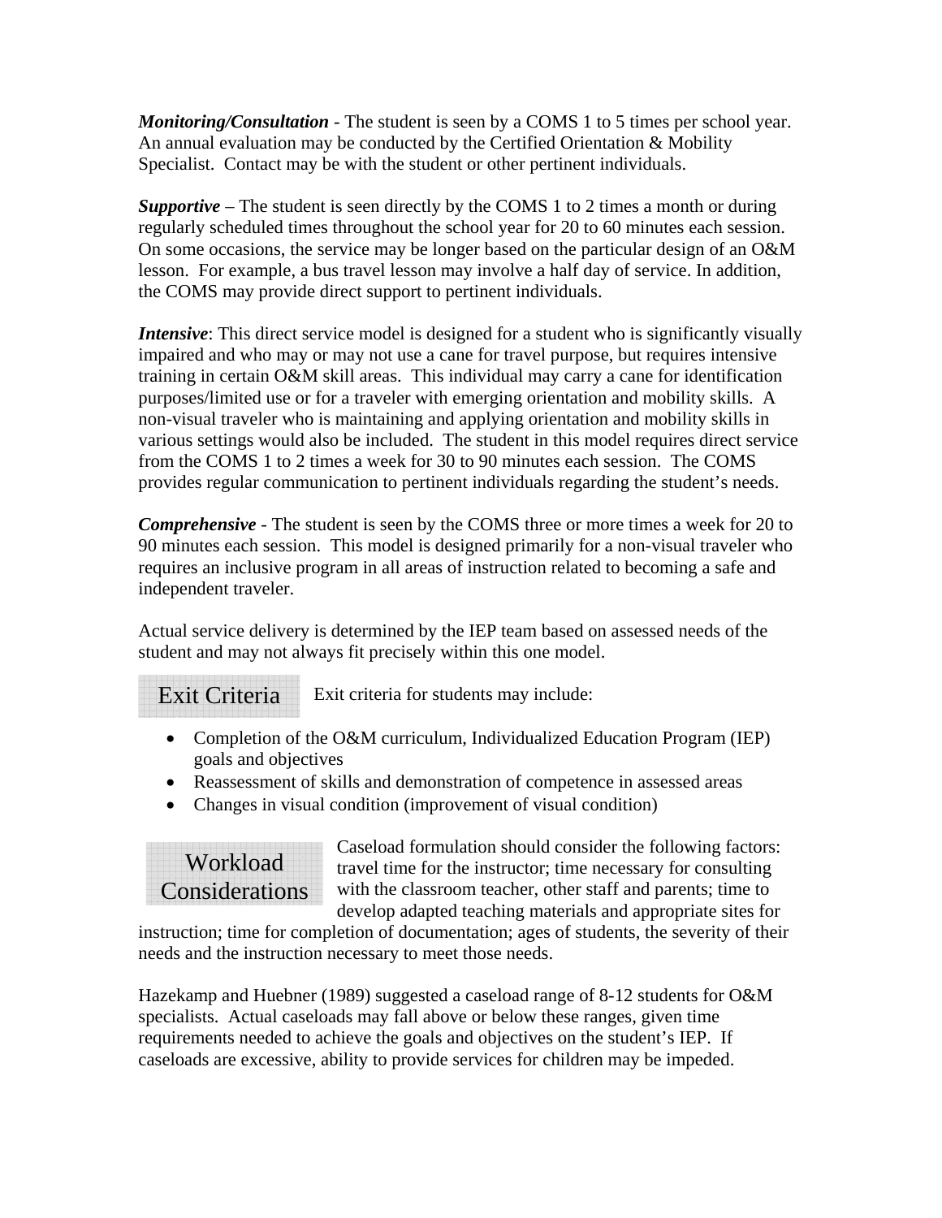***Monitoring/Consultation*** - The student is seen by a COMS 1 to 5 times per school year. An annual evaluation may be conducted by the Certified Orientation & Mobility Specialist. Contact may be with the student or other pertinent individuals.

***Supportive*** – The student is seen directly by the COMS 1 to 2 times a month or during regularly scheduled times throughout the school year for 20 to 60 minutes each session. On some occasions, the service may be longer based on the particular design of an O&M lesson. For example, a bus travel lesson may involve a half day of service. In addition, the COMS may provide direct support to pertinent individuals.

***Intensive***: This direct service model is designed for a student who is significantly visually impaired and who may or may not use a cane for travel purpose, but requires intensive training in certain O&M skill areas. This individual may carry a cane for identification purposes/limited use or for a traveler with emerging orientation and mobility skills. A non-visual traveler who is maintaining and applying orientation and mobility skills in various settings would also be included. The student in this model requires direct service from the COMS 1 to 2 times a week for 30 to 90 minutes each session. The COMS provides regular communication to pertinent individuals regarding the student's needs.

***Comprehensive*** - The student is seen by the COMS three or more times a week for 20 to 90 minutes each session. This model is designed primarily for a non-visual traveler who requires an inclusive program in all areas of instruction related to becoming a safe and independent traveler.

Actual service delivery is determined by the IEP team based on assessed needs of the student and may not always fit precisely within this one model.

## Exit Criteria

Exit criteria for students may include:

- Completion of the O&M curriculum, Individualized Education Program (IEP) goals and objectives
- Reassessment of skills and demonstration of competence in assessed areas
- Changes in visual condition (improvement of visual condition)

## Workload Considerations

Caseload formulation should consider the following factors: travel time for the instructor; time necessary for consulting with the classroom teacher, other staff and parents; time to develop adapted teaching materials and appropriate sites for instruction; time for completion of documentation; ages of students, the severity of their needs and the instruction necessary to meet those needs.

Hazekamp and Huebner (1989) suggested a caseload range of 8-12 students for O&M specialists. Actual caseloads may fall above or below these ranges, given time requirements needed to achieve the goals and objectives on the student's IEP. If caseloads are excessive, ability to provide services for children may be impeded.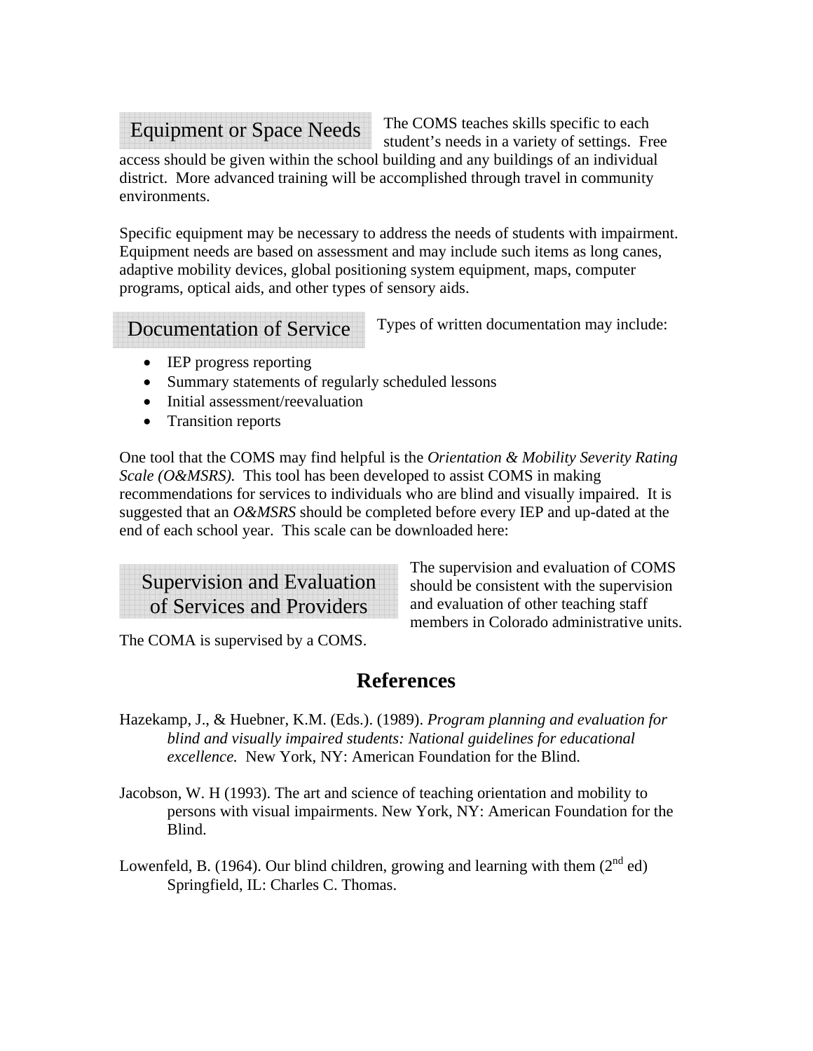## Equipment or Space Needs

The COMS teaches skills specific to each student's needs in a variety of settings. Free access should be given within the school building and any buildings of an individual district. More advanced training will be accomplished through travel in community environments.

Specific equipment may be necessary to address the needs of students with impairment. Equipment needs are based on assessment and may include such items as long canes, adaptive mobility devices, global positioning system equipment, maps, computer programs, optical aids, and other types of sensory aids.

## Documentation of Service

Types of written documentation may include:

- IEP progress reporting
- Summary statements of regularly scheduled lessons
- Initial assessment/reevaluation
- Transition reports

One tool that the COMS may find helpful is the *Orientation & Mobility Severity Rating Scale (O&MSRS).* This tool has been developed to assist COMS in making recommendations for services to individuals who are blind and visually impaired. It is suggested that an *O&MSRS* should be completed before every IEP and up-dated at the end of each school year. This scale can be downloaded here:

## Supervision and Evaluation of Services and Providers

The supervision and evaluation of COMS should be consistent with the supervision and evaluation of other teaching staff members in Colorado administrative units. The COMA is supervised by a COMS.

# References

Hazekamp, J., & Huebner, K.M. (Eds.). (1989). *Program planning and evaluation for blind and visually impaired students: National guidelines for educational excellence.* New York, NY: American Foundation for the Blind.

Jacobson, W. H (1993). The art and science of teaching orientation and mobility to persons with visual impairments. New York, NY: American Foundation for the Blind.

Lowenfeld, B. (1964). Our blind children, growing and learning with them (2nd ed) Springfield, IL: Charles C. Thomas.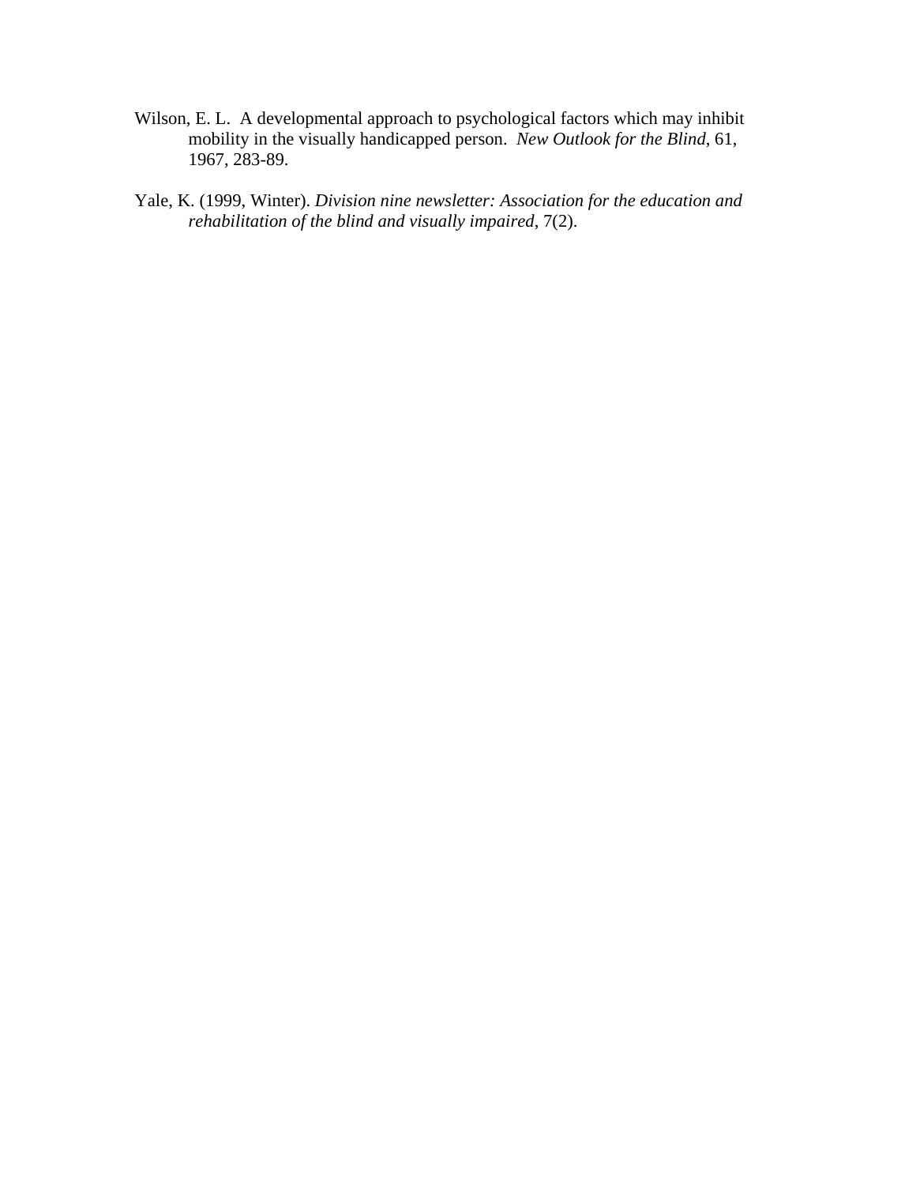Wilson, E. L. A developmental approach to psychological factors which may inhibit mobility in the visually handicapped person. *New Outlook for the Blind*, 61, 1967, 283-89.

Yale, K. (1999, Winter). *Division nine newsletter: Association for the education and rehabilitation of the blind and visually impaired*, 7(2).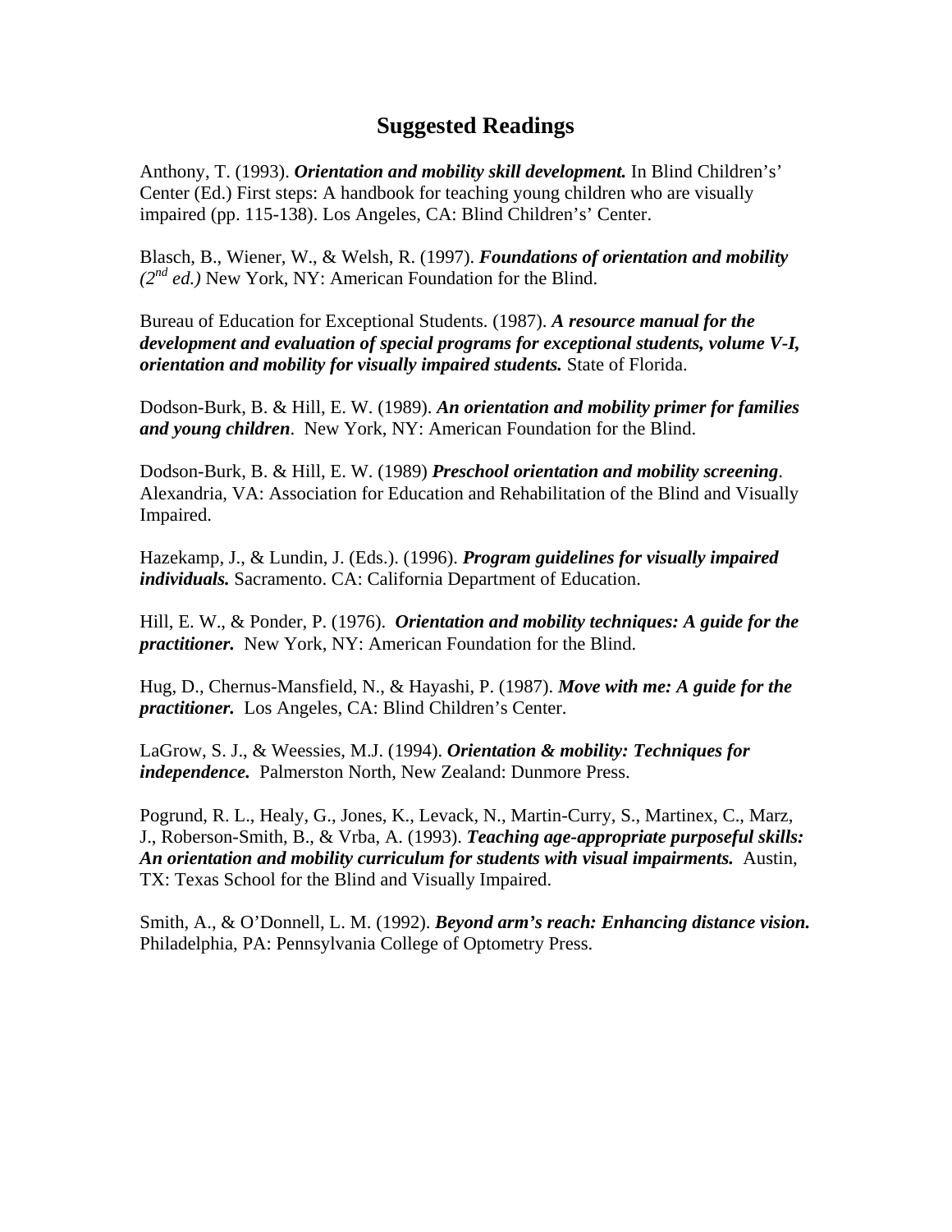## Suggested Readings

Anthony, T. (1993). ***Orientation and mobility skill development.*** In Blind Children's' Center (Ed.) First steps: A handbook for teaching young children who are visually impaired (pp. 115-138). Los Angeles, CA: Blind Children's' Center.

Blasch, B., Wiener, W., & Welsh, R. (1997). ***Foundations of orientation and mobility*** *(2nd ed.)* New York, NY: American Foundation for the Blind.

Bureau of Education for Exceptional Students. (1987). ***A resource manual for the development and evaluation of special programs for exceptional students, volume V-I, orientation and mobility for visually impaired students.*** State of Florida.

Dodson-Burk, B. & Hill, E. W. (1989). ***An orientation and mobility primer for families and young children***. New York, NY: American Foundation for the Blind.

Dodson-Burk, B. & Hill, E. W. (1989) ***Preschool orientation and mobility screening***. Alexandria, VA: Association for Education and Rehabilitation of the Blind and Visually Impaired.

Hazekamp, J., & Lundin, J. (Eds.). (1996). ***Program guidelines for visually impaired individuals.*** Sacramento. CA: California Department of Education.

Hill, E. W., & Ponder, P. (1976). ***Orientation and mobility techniques: A guide for the practitioner.*** New York, NY: American Foundation for the Blind.

Hug, D., Chernus-Mansfield, N., & Hayashi, P. (1987). ***Move with me: A guide for the practitioner.*** Los Angeles, CA: Blind Children's Center.

LaGrow, S. J., & Weessies, M.J. (1994). ***Orientation & mobility: Techniques for independence.*** Palmerston North, New Zealand: Dunmore Press.

Pogrund, R. L., Healy, G., Jones, K., Levack, N., Martin-Curry, S., Martinex, C., Marz, J., Roberson-Smith, B., & Vrba, A. (1993). ***Teaching age-appropriate purposeful skills: An orientation and mobility curriculum for students with visual impairments.*** Austin, TX: Texas School for the Blind and Visually Impaired.

Smith, A., & O'Donnell, L. M. (1992). ***Beyond arm's reach: Enhancing distance vision.*** Philadelphia, PA: Pennsylvania College of Optometry Press.